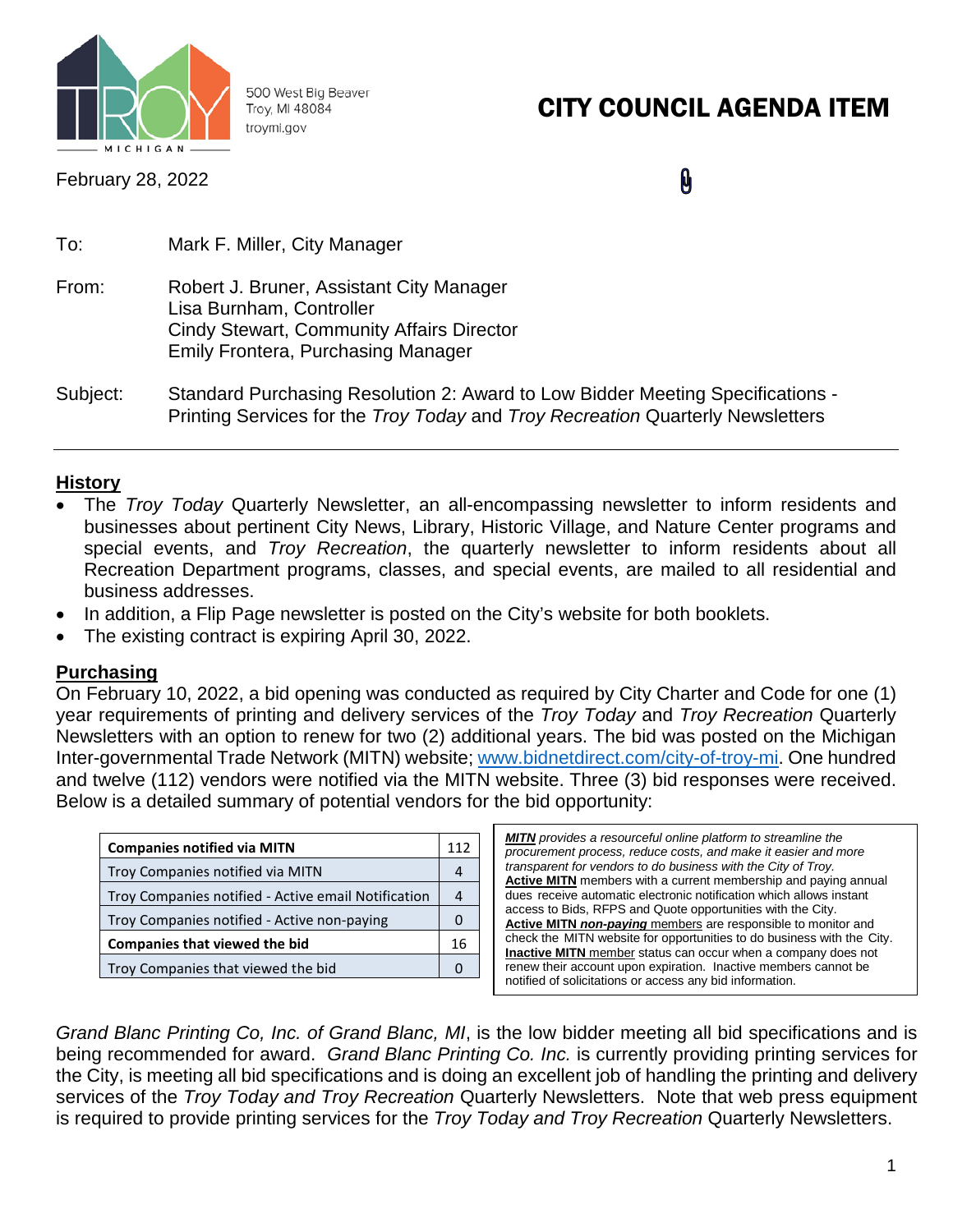500 West Big Beaver
Troy, MI 48084
troymi.gov

# CITY COUNCIL AGENDA ITEM

February 28, 2022

To: Mark F. Miller, City Manager

From: Robert J. Bruner, Assistant City Manager
Lisa Burnham, Controller
Cindy Stewart, Community Affairs Director
Emily Frontera, Purchasing Manager

Subject: Standard Purchasing Resolution 2: Award to Low Bidder Meeting Specifications - Printing Services for the *Troy Today* and *Troy Recreation* Quarterly Newsletters

---

## History

- The *Troy Today* Quarterly Newsletter, an all-encompassing newsletter to inform residents and businesses about pertinent City News, Library, Historic Village, and Nature Center programs and special events, and *Troy Recreation*, the quarterly newsletter to inform residents about all Recreation Department programs, classes, and special events, are mailed to all residential and business addresses.
- In addition, a Flip Page newsletter is posted on the City's website for both booklets.
- The existing contract is expiring April 30, 2022.

## Purchasing

On February 10, 2022, a bid opening was conducted as required by City Charter and Code for one (1) year requirements of printing and delivery services of the *Troy Today* and *Troy Recreation* Quarterly Newsletters with an option to renew for two (2) additional years. The bid was posted on the Michigan Inter-governmental Trade Network (MITN) website; www.bidnetdirect.com/city-of-troy-mi. One hundred and twelve (112) vendors were notified via the MITN website. Three (3) bid responses were received. Below is a detailed summary of potential vendors for the bid opportunity:

| **Companies notified via MITN** | 112 |
|---|---|
| Troy Companies notified via MITN | 4 |
| Troy Companies notified - Active email Notification | 4 |
| Troy Companies notified - Active non-paying | 0 |
| **Companies that viewed the bid** | 16 |
| Troy Companies that viewed the bid | 0 |

***MITN** provides a resourceful online platform to streamline the procurement process, reduce costs, and make it easier and more transparent for vendors to do business with the City of Troy.*
**Active MITN** members with a current membership and paying annual dues receive automatic electronic notification which allows instant access to Bids, RFPS and Quote opportunities with the City.
**Active MITN *non-paying*** members are responsible to monitor and check the MITN website for opportunities to do business with the City.
**Inactive MITN** member status can occur when a company does not renew their account upon expiration. Inactive members cannot be notified of solicitations or access any bid information.

*Grand Blanc Printing Co, Inc. of Grand Blanc, MI*, is the low bidder meeting all bid specifications and is being recommended for award. *Grand Blanc Printing Co. Inc.* is currently providing printing services for the City, is meeting all bid specifications and is doing an excellent job of handling the printing and delivery services of the *Troy Today and Troy Recreation* Quarterly Newsletters. Note that web press equipment is required to provide printing services for the *Troy Today and Troy Recreation* Quarterly Newsletters.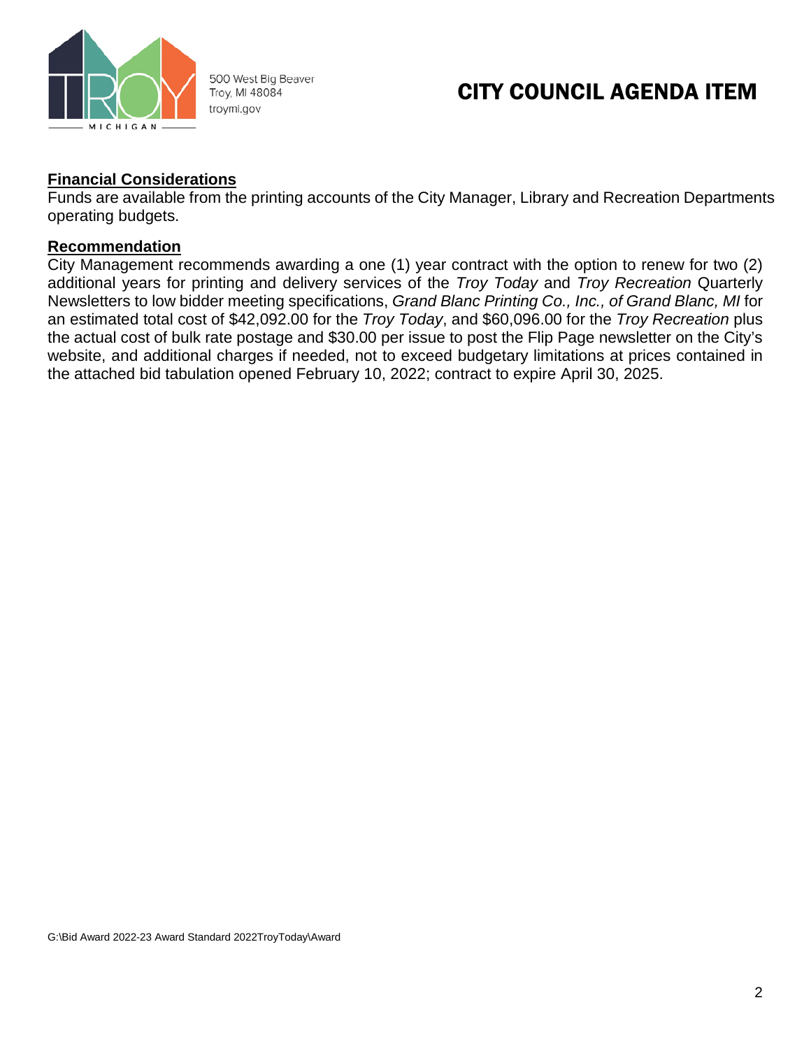500 West Big Beaver
Troy, MI 48084
troymi.gov

# CITY COUNCIL AGENDA ITEM

**Financial Considerations**

Funds are available from the printing accounts of the City Manager, Library and Recreation Departments operating budgets.

**Recommendation**

City Management recommends awarding a one (1) year contract with the option to renew for two (2) additional years for printing and delivery services of the *Troy Today* and *Troy Recreation* Quarterly Newsletters to low bidder meeting specifications, *Grand Blanc Printing Co., Inc., of Grand Blanc, MI* for an estimated total cost of $42,092.00 for the *Troy Today*, and $60,096.00 for the *Troy Recreation* plus the actual cost of bulk rate postage and $30.00 per issue to post the Flip Page newsletter on the City's website, and additional charges if needed, not to exceed budgetary limitations at prices contained in the attached bid tabulation opened February 10, 2022; contract to expire April 30, 2025.

G:\Bid Award 2022-23 Award Standard 2022TroyToday\Award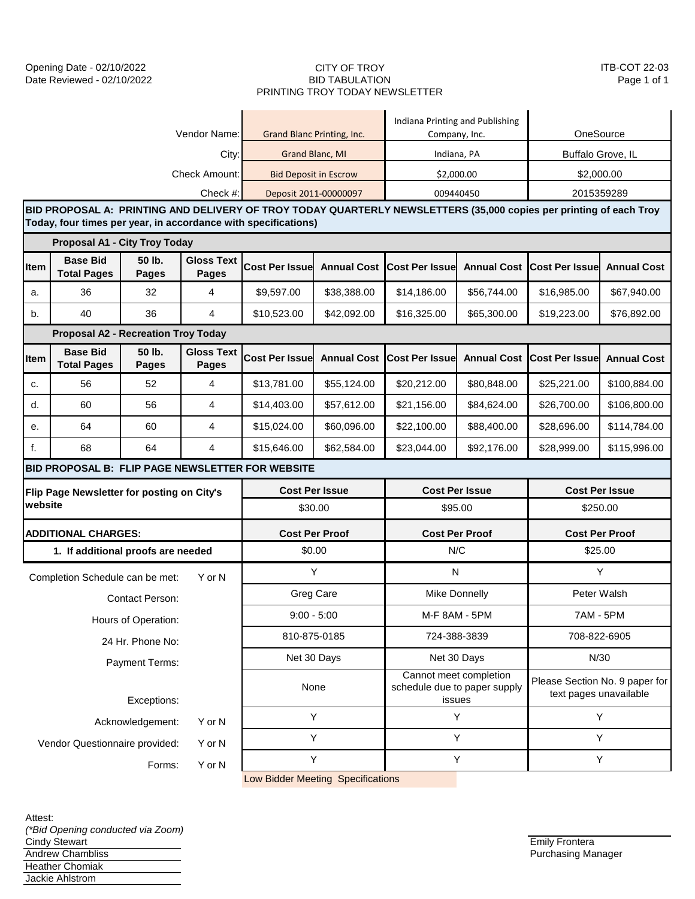Opening Date - 02/10/2022
Date Reviewed - 02/10/2022

CITY OF TROY
BID TABULATION
PRINTING TROY TODAY NEWSLETTER

ITB-COT 22-03

| | | | | | | | | | |
|---|---|---|---|---|---|---|---|---|---|
| | | | Vendor Name: | Grand Blanc Printing, Inc. | | Indiana Printing and Publishing Company, Inc. | | OneSource | |
| | | | City: | Grand Blanc, MI | | Indiana, PA | | Buffalo Grove, IL | |
| | | | Check Amount: | Bid Deposit in Escrow | | $2,000.00 | | $2,000.00 | |
| | | | Check #: | Deposit 2011-00000097 | | 009440450 | | 2015359289 | |
| **BID PROPOSAL A: PRINTING AND DELIVERY OF TROY TODAY QUARTERLY NEWSLETTERS (35,000 copies per printing of each Troy Today, four times per year, in accordance with specifications)** | | | | | | | | | |
| **Proposal A1 - City Troy Today** | | | | | | | | | |
| **Item** | **Base Bid Total Pages** | **50 lb. Pages** | **Gloss Text Pages** | **Cost Per Issue** | **Annual Cost** | **Cost Per Issue** | **Annual Cost** | **Cost Per Issue** | **Annual Cost** |
| a. | 36 | 32 | 4 | $9,597.00 | $38,388.00 | $14,186.00 | $56,744.00 | $16,985.00 | $67,940.00 |
| b. | 40 | 36 | 4 | $10,523.00 | $42,092.00 | $16,325.00 | $65,300.00 | $19,223.00 | $76,892.00 |
| **Proposal A2 - Recreation Troy Today** | | | | | | | | | |
| **Item** | **Base Bid Total Pages** | **50 lb. Pages** | **Gloss Text Pages** | **Cost Per Issue** | **Annual Cost** | **Cost Per Issue** | **Annual Cost** | **Cost Per Issue** | **Annual Cost** |
| c. | 56 | 52 | 4 | $13,781.00 | $55,124.00 | $20,212.00 | $80,848.00 | $25,221.00 | $100,884.00 |
| d. | 60 | 56 | 4 | $14,403.00 | $57,612.00 | $21,156.00 | $84,624.00 | $26,700.00 | $106,800.00 |
| e. | 64 | 60 | 4 | $15,024.00 | $60,096.00 | $22,100.00 | $88,400.00 | $28,696.00 | $114,784.00 |
| f. | 68 | 64 | 4 | $15,646.00 | $62,584.00 | $23,044.00 | $92,176.00 | $28,999.00 | $115,996.00 |
| **BID PROPOSAL B: FLIP PAGE NEWSLETTER FOR WEBSITE** | | | | | | | | | |
| **Flip Page Newsletter for posting on City's website** | | | | **Cost Per Issue** | | **Cost Per Issue** | | **Cost Per Issue** | |
| | | | | $30.00 | | $95.00 | | $250.00 | |
| **ADDITIONAL CHARGES:** | | | | **Cost Per Proof** | | **Cost Per Proof** | | **Cost Per Proof** | |
| **1. If additional proofs are needed** | | | | $0.00 | | N/C | | $25.00 | |
| Completion Schedule can be met: | | | Y or N | Y | | N | | Y | |
| Contact Person: | | | | Greg Care | | Mike Donnelly | | Peter Walsh | |
| Hours of Operation: | | | | 9:00 - 5:00 | | M-F 8AM - 5PM | | 7AM - 5PM | |
| 24 Hr. Phone No: | | | | 810-875-0185 | | 724-388-3839 | | 708-822-6905 | |
| Payment Terms: | | | | Net 30 Days | | Net 30 Days | | N/30 | |
| Exceptions: | | | | None | | Cannot meet completion schedule due to paper supply issues | | Please Section No. 9 paper for text pages unavailable | |
| Acknowledgement: | | | Y or N | Y | | Y | | Y | |
| Vendor Questionnaire provided: | | | Y or N | Y | | Y | | Y | |
| Forms: | | | Y or N | Y | | Y | | Y | |
| | | | | Low Bidder Meeting Specifications | | | | | |

Attest:
*(\*Bid Opening conducted via Zoom)*
Cindy Stewart
Andrew Chambliss
Heather Chomiak
Jackie Ahlstrom

Emily Frontera
Purchasing Manager